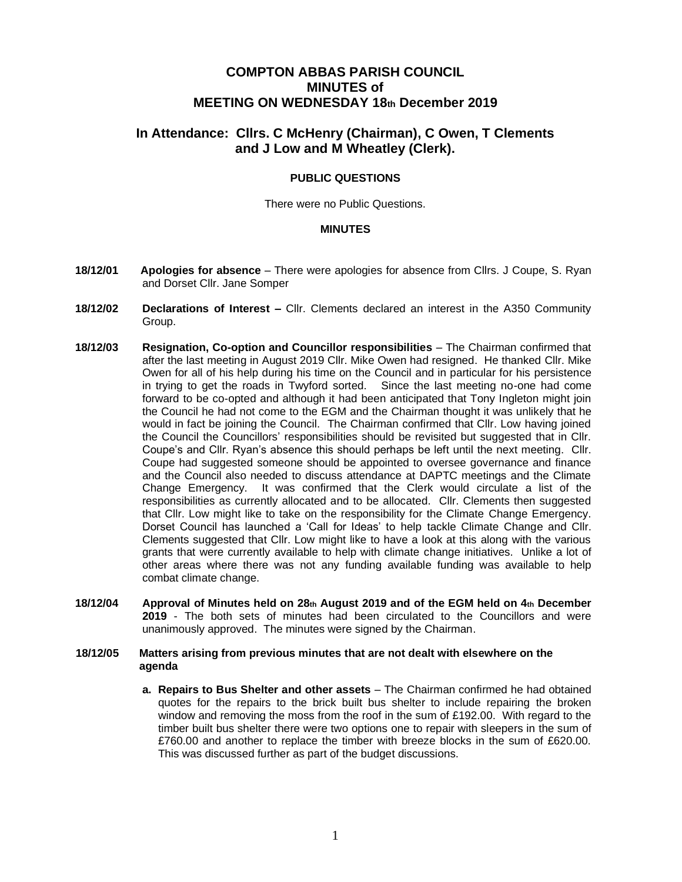# COMPTON ABBAS PARISH COUNCIL
# MINUTES of
# MEETING ON WEDNESDAY 18th December 2019

## In Attendance: Cllrs. C McHenry (Chairman), C Owen, T Clements and J Low and M Wheatley (Clerk).

### PUBLIC QUESTIONS

There were no Public Questions.

### MINUTES

**18/12/01** **Apologies for absence** – There were apologies for absence from Cllrs. J Coupe, S. Ryan and Dorset Cllr. Jane Somper

**18/12/02** **Declarations of Interest –** Cllr. Clements declared an interest in the A350 Community Group.

**18/12/03** **Resignation, Co-option and Councillor responsibilities** – The Chairman confirmed that after the last meeting in August 2019 Cllr. Mike Owen had resigned. He thanked Cllr. Mike Owen for all of his help during his time on the Council and in particular for his persistence in trying to get the roads in Twyford sorted. Since the last meeting no-one had come forward to be co-opted and although it had been anticipated that Tony Ingleton might join the Council he had not come to the EGM and the Chairman thought it was unlikely that he would in fact be joining the Council. The Chairman confirmed that Cllr. Low having joined the Council the Councillors' responsibilities should be revisited but suggested that in Cllr. Coupe's and Cllr. Ryan's absence this should perhaps be left until the next meeting. Cllr. Coupe had suggested someone should be appointed to oversee governance and finance and the Council also needed to discuss attendance at DAPTC meetings and the Climate Change Emergency. It was confirmed that the Clerk would circulate a list of the responsibilities as currently allocated and to be allocated. Cllr. Clements then suggested that Cllr. Low might like to take on the responsibility for the Climate Change Emergency. Dorset Council has launched a 'Call for Ideas' to help tackle Climate Change and Cllr. Clements suggested that Cllr. Low might like to have a look at this along with the various grants that were currently available to help with climate change initiatives. Unlike a lot of other areas where there was not any funding available funding was available to help combat climate change.

**18/12/04** **Approval of Minutes held on 28th August 2019 and of the EGM held on 4th December 2019** - The both sets of minutes had been circulated to the Councillors and were unanimously approved. The minutes were signed by the Chairman.

**18/12/05** **Matters arising from previous minutes that are not dealt with elsewhere on the agenda**

**a. Repairs to Bus Shelter and other assets** – The Chairman confirmed he had obtained quotes for the repairs to the brick built bus shelter to include repairing the broken window and removing the moss from the roof in the sum of £192.00. With regard to the timber built bus shelter there were two options one to repair with sleepers in the sum of £760.00 and another to replace the timber with breeze blocks in the sum of £620.00. This was discussed further as part of the budget discussions.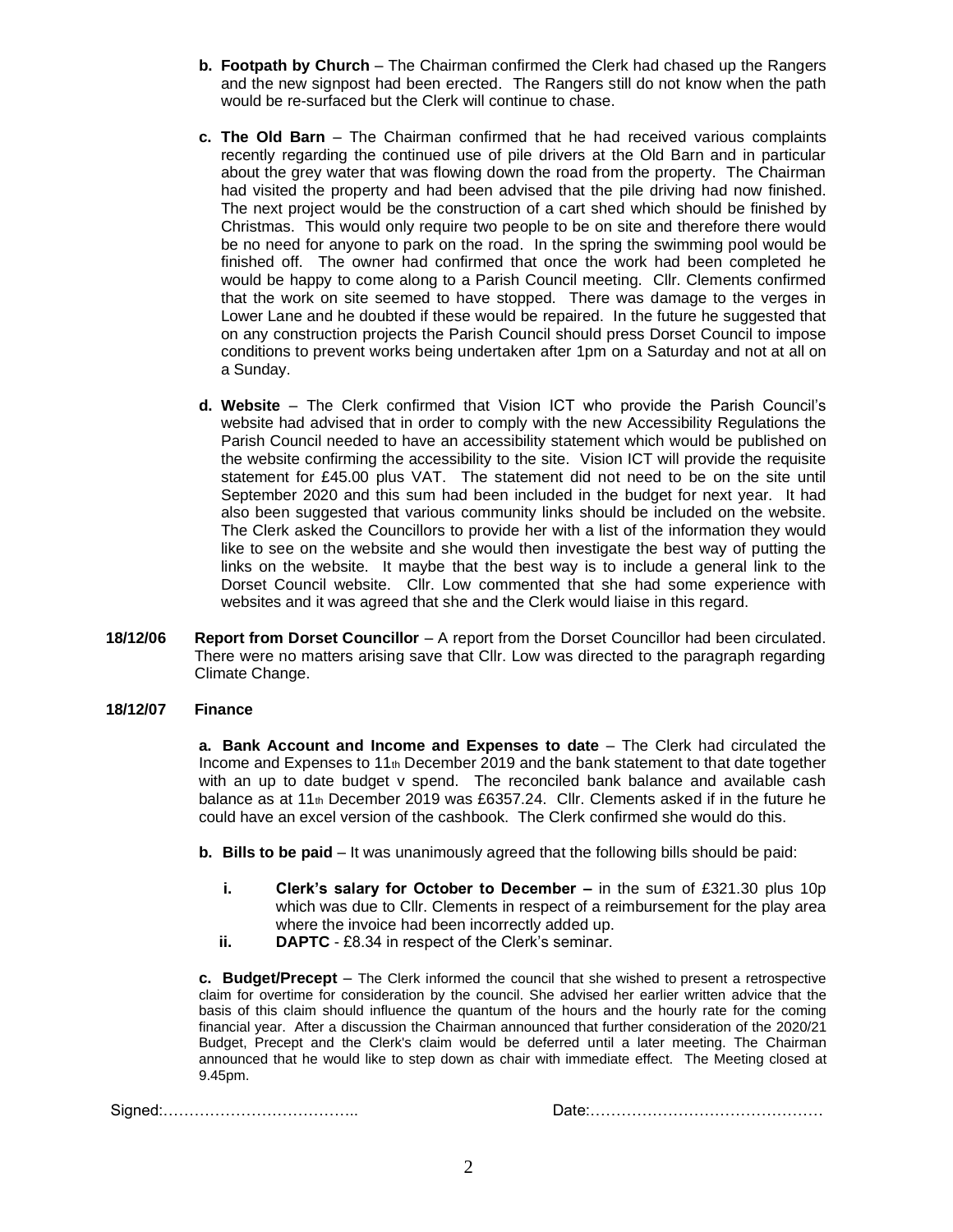**b. Footpath by Church** – The Chairman confirmed the Clerk had chased up the Rangers and the new signpost had been erected. The Rangers still do not know when the path would be re-surfaced but the Clerk will continue to chase.

**c. The Old Barn** – The Chairman confirmed that he had received various complaints recently regarding the continued use of pile drivers at the Old Barn and in particular about the grey water that was flowing down the road from the property. The Chairman had visited the property and had been advised that the pile driving had now finished. The next project would be the construction of a cart shed which should be finished by Christmas. This would only require two people to be on site and therefore there would be no need for anyone to park on the road. In the spring the swimming pool would be finished off. The owner had confirmed that once the work had been completed he would be happy to come along to a Parish Council meeting. Cllr. Clements confirmed that the work on site seemed to have stopped. There was damage to the verges in Lower Lane and he doubted if these would be repaired. In the future he suggested that on any construction projects the Parish Council should press Dorset Council to impose conditions to prevent works being undertaken after 1pm on a Saturday and not at all on a Sunday.

**d. Website** – The Clerk confirmed that Vision ICT who provide the Parish Council's website had advised that in order to comply with the new Accessibility Regulations the Parish Council needed to have an accessibility statement which would be published on the website confirming the accessibility to the site. Vision ICT will provide the requisite statement for £45.00 plus VAT. The statement did not need to be on the site until September 2020 and this sum had been included in the budget for next year. It had also been suggested that various community links should be included on the website. The Clerk asked the Councillors to provide her with a list of the information they would like to see on the website and she would then investigate the best way of putting the links on the website. It maybe that the best way is to include a general link to the Dorset Council website. Cllr. Low commented that she had some experience with websites and it was agreed that she and the Clerk would liaise in this regard.

**18/12/06 Report from Dorset Councillor** – A report from the Dorset Councillor had been circulated. There were no matters arising save that Cllr. Low was directed to the paragraph regarding Climate Change.

**18/12/07 Finance**

**a. Bank Account and Income and Expenses to date** – The Clerk had circulated the Income and Expenses to 11th December 2019 and the bank statement to that date together with an up to date budget v spend. The reconciled bank balance and available cash balance as at 11th December 2019 was £6357.24. Cllr. Clements asked if in the future he could have an excel version of the cashbook. The Clerk confirmed she would do this.

**b. Bills to be paid** – It was unanimously agreed that the following bills should be paid:

- **i. Clerk's salary for October to December –** in the sum of £321.30 plus 10p which was due to Cllr. Clements in respect of a reimbursement for the play area where the invoice had been incorrectly added up.
- **ii. DAPTC** - £8.34 in respect of the Clerk's seminar.

**c. Budget/Precept** – The Clerk informed the council that she wished to present a retrospective claim for overtime for consideration by the council. She advised her earlier written advice that the basis of this claim should influence the quantum of the hours and the hourly rate for the coming financial year. After a discussion the Chairman announced that further consideration of the 2020/21 Budget, Precept and the Clerk's claim would be deferred until a later meeting. The Chairman announced that he would like to step down as chair with immediate effect. The Meeting closed at 9.45pm.

Signed:……………………………….. Date:………………………………………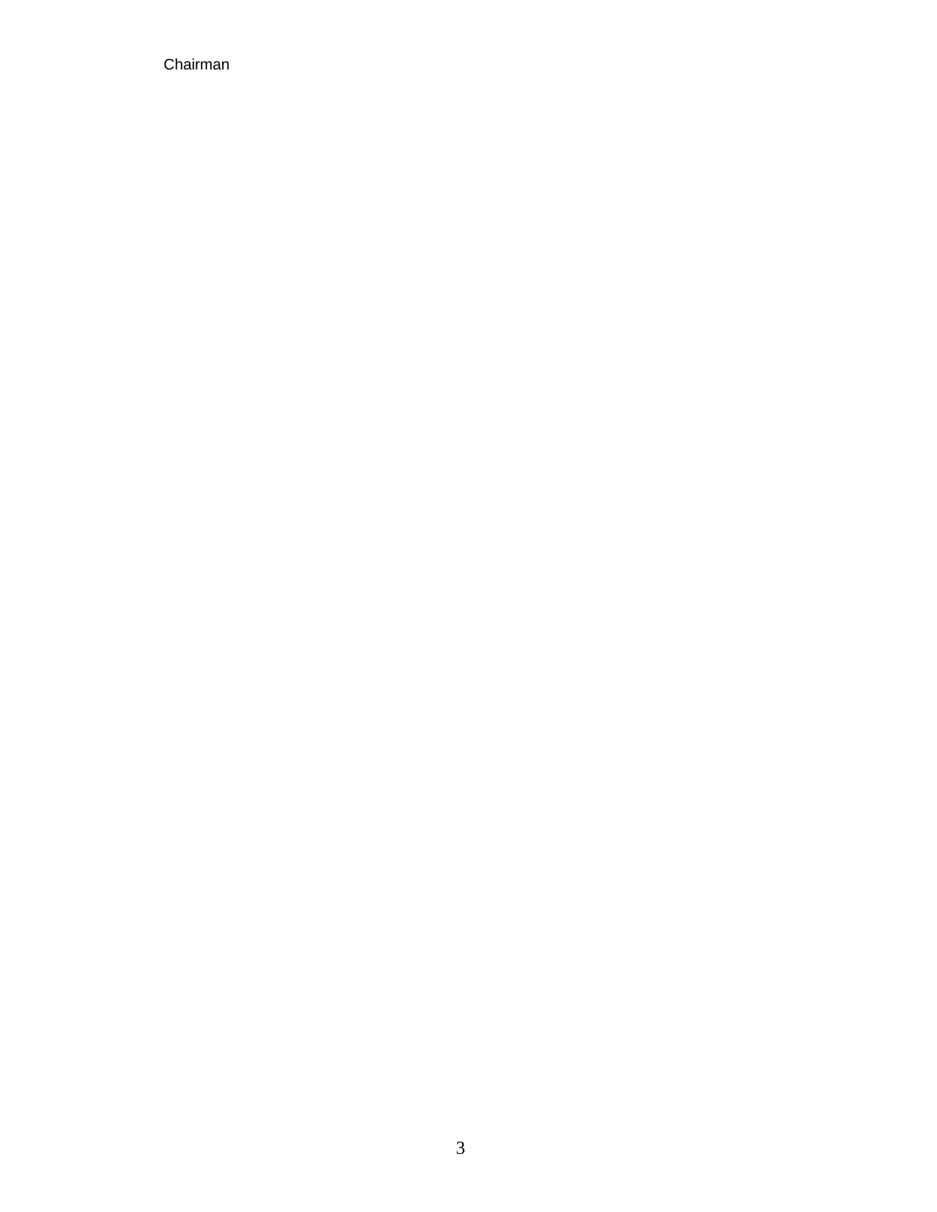Chairman